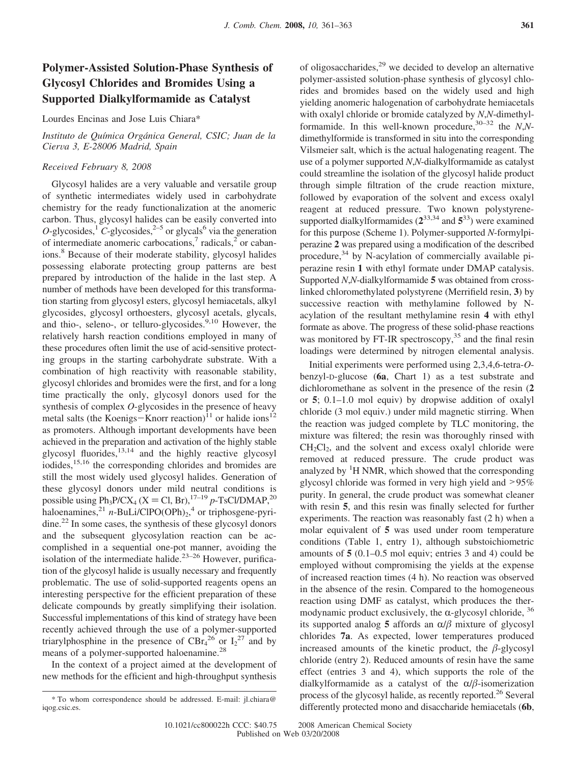# Polymer-Assisted Solution-Phase Synthesis of Glycosyl Chlorides and Bromides Using a Supported Dialkylformamide as Catalyst

Lourdes Encinas and Jose Luis Chiara*

*Instituto de Química Orgánica General, CSIC; Juan de la Cierva 3, E-28006 Madrid, Spain*

*Received February 8, 2008*

Glycosyl halides are a very valuable and versatile group of synthetic intermediates widely used in carbohydrate chemistry for the ready functionalization at the anomeric carbon. Thus, glycosyl halides can be easily converted into *O*-glycosides,[1] *C*-glycosides,[2–5] or glycals[6] via the generation of intermediate anomeric carbocations,[7] radicals,[2] or cabanions.[8] Because of their moderate stability, glycosyl halides possessing elaborate protecting group patterns are best prepared by introduction of the halide in the last step. A number of methods have been developed for this transformation starting from glycosyl esters, glycosyl hemiacetals, alkyl glycosides, glycosyl orthoesters, glycosyl acetals, glycals, and thio-, seleno-, or telluro-glycosides.[9,10] However, the relatively harsh reaction conditions employed in many of these procedures often limit the use of acid-sensitive protecting groups in the starting carbohydrate substrate. With a combination of high reactivity with reasonable stability, glycosyl chlorides and bromides were the first, and for a long time practically the only, glycosyl donors used for the synthesis of complex *O*-glycosides in the presence of heavy metal salts (the Koenigs–Knorr reaction)[11] or halide ions[12] as promoters. Although important developments have been achieved in the preparation and activation of the highly stable glycosyl fluorides,[13,14] and the highly reactive glycosyl iodides,[15,16] the corresponding chlorides and bromides are still the most widely used glycosyl halides. Generation of these glycosyl donors under mild neutral conditions is possible using $Ph_3P/CX_4$ (X = Cl, Br),[17–19] *p*-TsCl/DMAP,[20] haloenamines,[21] *n*-BuLi/ClPO(OPh)$_2$,[4] or triphosgene-pyridine.[22] In some cases, the synthesis of these glycosyl donors and the subsequent glycosylation reaction can be accomplished in a sequential one-pot manner, avoiding the isolation of the intermediate halide.[23–26] However, purification of the glycosyl halide is usually necessary and frequently problematic. The use of solid-supported reagents opens an interesting perspective for the efficient preparation of these delicate compounds by greatly simplifying their isolation. Successful implementations of this kind of strategy have been recently achieved through the use of a polymer-supported triarylphosphine in the presence of $CBr_4$[26] or $I_2$[27] and by means of a polymer-supported haloenamine.[28]

In the context of a project aimed at the development of new methods for the efficient and high-throughput synthesis of oligosaccharides,[29] we decided to develop an alternative polymer-assisted solution-phase synthesis of glycosyl chlorides and bromides based on the widely used and high yielding anomeric halogenation of carbohydrate hemiacetals with oxalyl chloride or bromide catalyzed by *N*,*N*-dimethylformamide. In this well-known procedure,[30–32] the *N*,*N*-dimethylformide is transformed in situ into the corresponding Vilsmeier salt, which is the actual halogenating reagent. The use of a polymer supported *N*,*N*-dialkylformamide as catalyst could streamline the isolation of the glycosyl halide product through simple filtration of the crude reaction mixture, followed by evaporation of the solvent and excess oxalyl reagent at reduced pressure. Two known polystyrene-supported dialkylformamides (**2**[33,34] and **5**[33]) were examined for this purpose (Scheme 1). Polymer-supported *N*-formylpiperazine **2** was prepared using a modification of the described procedure,[34] by N-acylation of commercially available piperazine resin **1** with ethyl formate under DMAP catalysis. Supported *N*,*N*-dialkylformamide **5** was obtained from cross-linked chloromethylated polystyrene (Merrifield resin, **3**) by successive reaction with methylamine followed by N-acylation of the resultant methylamine resin **4** with ethyl formate as above. The progress of these solid-phase reactions was monitored by FT-IR spectroscopy,[35] and the final resin loadings were determined by nitrogen elemental analysis.

Initial experiments were performed using 2,3,4,6-tetra-*O*-benzyl-D-glucose (**6a**, Chart 1) as a test substrate and dichloromethane as solvent in the presence of the resin (**2** or **5**; 0.1–1.0 mol equiv) by dropwise addition of oxalyl chloride (3 mol equiv.) under mild magnetic stirring. When the reaction was judged complete by TLC monitoring, the mixture was filtered; the resin was thoroughly rinsed with $CH_2Cl_2$, and the solvent and excess oxalyl chloride were removed at reduced pressure. The crude product was analyzed by $^1$H NMR, which showed that the corresponding glycosyl chloride was formed in very high yield and >95% purity. In general, the crude product was somewhat cleaner with resin **5**, and this resin was finally selected for further experiments. The reaction was reasonably fast (2 h) when a molar equivalent of **5** was used under room temperature conditions (Table 1, entry 1), although substoichiometric amounts of **5** (0.1–0.5 mol equiv; entries 3 and 4) could be employed without compromising the yields at the expense of increased reaction times (4 h). No reaction was observed in the absence of the resin. Compared to the homogeneous reaction using DMF as catalyst, which produces the thermodynamic product exclusively, the α-glycosyl chloride,[36] its supported analog **5** affords an α/β mixture of glycosyl chlorides **7a**. As expected, lower temperatures produced increased amounts of the kinetic product, the β-glycosyl chloride (entry 2). Reduced amounts of resin have the same effect (entries 3 and 4), which supports the role of the dialkylformamide as a catalyst of the α/β-isomerization process of the glycosyl halide, as recently reported.[26] Several differently protected mono and disaccharide hemiacetals (**6b**,

\* To whom correspondence should be addressed. E-mail: jl.chiara@iqog.csic.es.

10.1021/cc800022h CCC: $40.75 © 2008 American Chemical Society
Published on Web 03/20/2008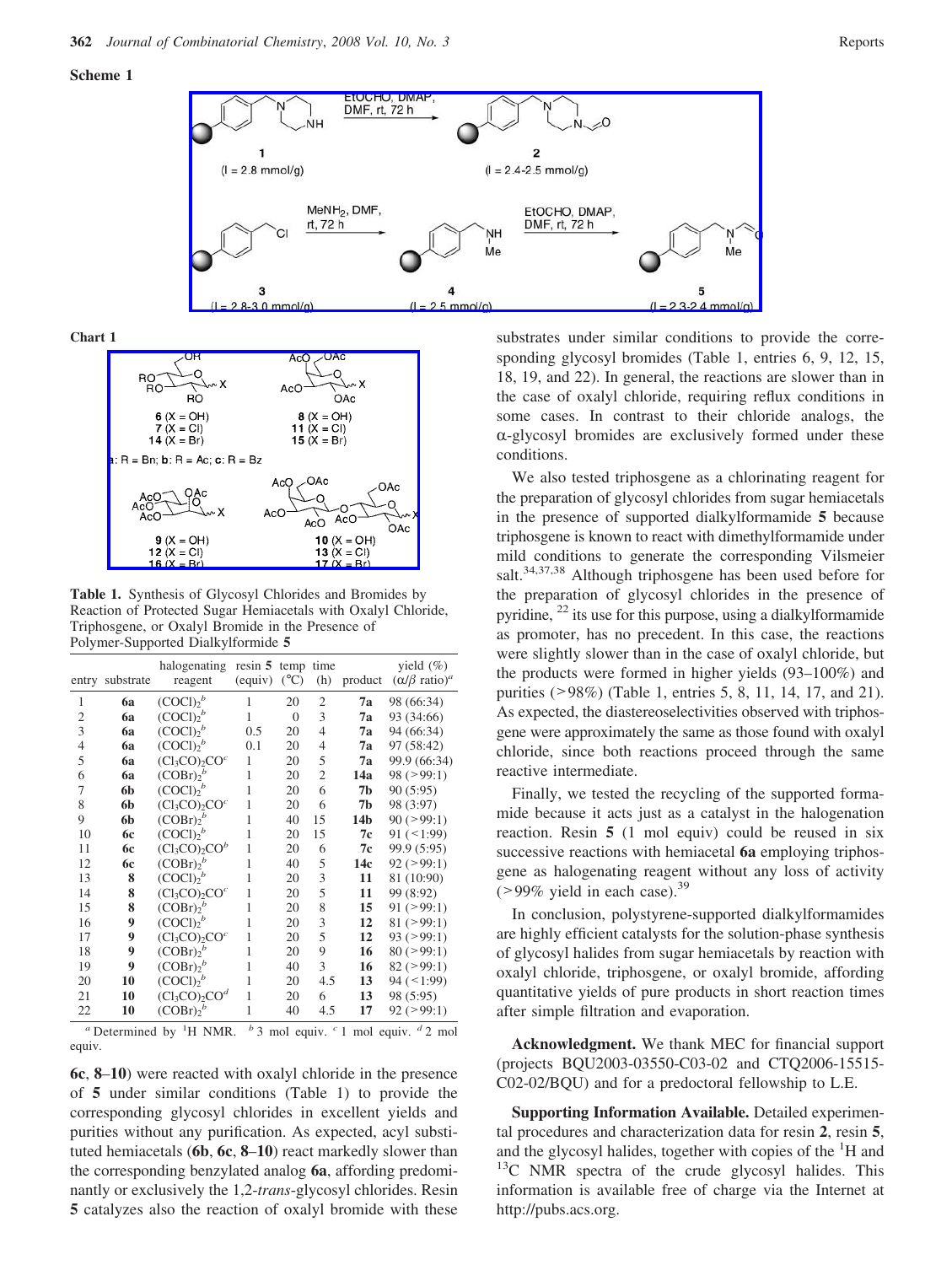**Scheme 1**

**Chart 1**

**Table 1.** Synthesis of Glycosyl Chlorides and Bromides by Reaction of Protected Sugar Hemiacetals with Oxalyl Chloride, Triphosgene, or Oxalyl Bromide in the Presence of Polymer-Supported Dialkylformide **5**

| entry | substrate | halogenating reagent | resin **5** (equiv) | temp (°C) | time (h) | product | yield (%) (α/β ratio)[a] |
|---|---|---|---|---|---|---|---|
| 1 | **6a** | $(COCl)_2$[b] | 1 | 20 | 2 | **7a** | 98 (66:34) |
| 2 | **6a** | $(COCl)_2$[b] | 1 | 0 | 3 | **7a** | 93 (34:66) |
| 3 | **6a** | $(COCl)_2$[b] | 0.5 | 20 | 4 | **7a** | 94 (66:34) |
| 4 | **6a** | $(COCl)_2$[b] | 0.1 | 20 | 4 | **7a** | 97 (58:42) |
| 5 | **6a** | $(Cl_3CO)_2CO$[c] | 1 | 20 | 5 | **7a** | 99.9 (66:34) |
| 6 | **6a** | $(COBr)_2$[b] | 1 | 20 | 2 | **14a** | 98 (>99:1) |
| 7 | **6b** | $(COCl)_2$[b] | 1 | 20 | 6 | **7b** | 90 (5:95) |
| 8 | **6b** | $(Cl_3CO)_2CO$[c] | 1 | 20 | 6 | **7b** | 98 (3:97) |
| 9 | **6b** | $(COBr)_2$[b] | 1 | 40 | 15 | **14b** | 90 (>99:1) |
| 10 | **6c** | $(COCl)_2$[b] | 1 | 20 | 15 | **7c** | 91 (<1:99) |
| 11 | **6c** | $(Cl_3CO)_2CO$[b] | 1 | 20 | 6 | **7c** | 99.9 (5:95) |
| 12 | **6c** | $(COBr)_2$[b] | 1 | 40 | 5 | **14c** | 92 (>99:1) |
| 13 | **8** | $(COCl)_2$[b] | 1 | 20 | 3 | **11** | 81 (10:90) |
| 14 | **8** | $(Cl_3CO)_2CO$[c] | 1 | 20 | 5 | **11** | 99 (8:92) |
| 15 | **8** | $(COBr)_2$[b] | 1 | 20 | 8 | **15** | 91 (>99:1) |
| 16 | **9** | $(COCl)_2$[b] | 1 | 20 | 3 | **12** | 81 (>99:1) |
| 17 | **9** | $(Cl_3CO)_2CO$[c] | 1 | 20 | 5 | **12** | 93 (>99:1) |
| 18 | **9** | $(COBr)_2$[b] | 1 | 20 | 9 | **16** | 80 (>99:1) |
| 19 | **9** | $(COBr)_2$[b] | 1 | 40 | 3 | **16** | 82 (>99:1) |
| 20 | **10** | $(COCl)_2$[b] | 1 | 20 | 4.5 | **13** | 94 (<1:99) |
| 21 | **10** | $(Cl_3CO)_2CO$[d] | 1 | 20 | 6 | **13** | 98 (5:95) |
| 22 | **10** | $(COBr)_2$[b] | 1 | 40 | 4.5 | **17** | 92 (>99:1) |

[a] Determined by $^1$H NMR. [b] 3 mol equiv. [c] 1 mol equiv. [d] 2 mol equiv.

**6c**, **8**–**10**) were reacted with oxalyl chloride in the presence of **5** under similar conditions (Table 1) to provide the corresponding glycosyl chlorides in excellent yields and purities without any purification. As expected, acyl substituted hemiacetals (**6b**, **6c**, **8**–**10**) react markedly slower than the corresponding benzylated analog **6a**, affording predominantly or exclusively the 1,2-*trans*-glycosyl chlorides. Resin **5** catalyzes also the reaction of oxalyl bromide with these substrates under similar conditions to provide the corresponding glycosyl bromides (Table 1, entries 6, 9, 12, 15, 18, 19, and 22). In general, the reactions are slower than in the case of oxalyl chloride, requiring reflux conditions in some cases. In contrast to their chloride analogs, the α-glycosyl bromides are exclusively formed under these conditions.

We also tested triphosgene as a chlorinating reagent for the preparation of glycosyl chlorides from sugar hemiacetals in the presence of supported dialkylformamide **5** because triphosgene is known to react with dimethylformamide under mild conditions to generate the corresponding Vilsmeier salt.[34,37,38] Although triphosgene has been used before for the preparation of glycosyl chlorides in the presence of pyridine,[22] its use for this purpose, using a dialkylformamide as promoter, has no precedent. In this case, the reactions were slightly slower than in the case of oxalyl chloride, but the products were formed in higher yields (93–100%) and purities (>98%) (Table 1, entries 5, 8, 11, 14, 17, and 21). As expected, the diastereoselectivities observed with triphosgene were approximately the same as those found with oxalyl chloride, since both reactions proceed through the same reactive intermediate.

Finally, we tested the recycling of the supported formamide because it acts just as a catalyst in the halogenation reaction. Resin **5** (1 mol equiv) could be reused in six successive reactions with hemiacetal **6a** employing triphosgene as halogenating reagent without any loss of activity (>99% yield in each case).[39]

In conclusion, polystyrene-supported dialkylformamides are highly efficient catalysts for the solution-phase synthesis of glycosyl halides from sugar hemiacetals by reaction with oxalyl chloride, triphosgene, or oxalyl bromide, affording quantitative yields of pure products in short reaction times after simple filtration and evaporation.

**Acknowledgment.** We thank MEC for financial support (projects BQU2003-03550-C03-02 and CTQ2006-15515-C02-02/BQU) and for a predoctoral fellowship to L.E.

**Supporting Information Available.** Detailed experimental procedures and characterization data for resin **2**, resin **5**, and the glycosyl halides, together with copies of the $^1$H and $^{13}$C NMR spectra of the crude glycosyl halides. This information is available free of charge via the Internet at http://pubs.acs.org.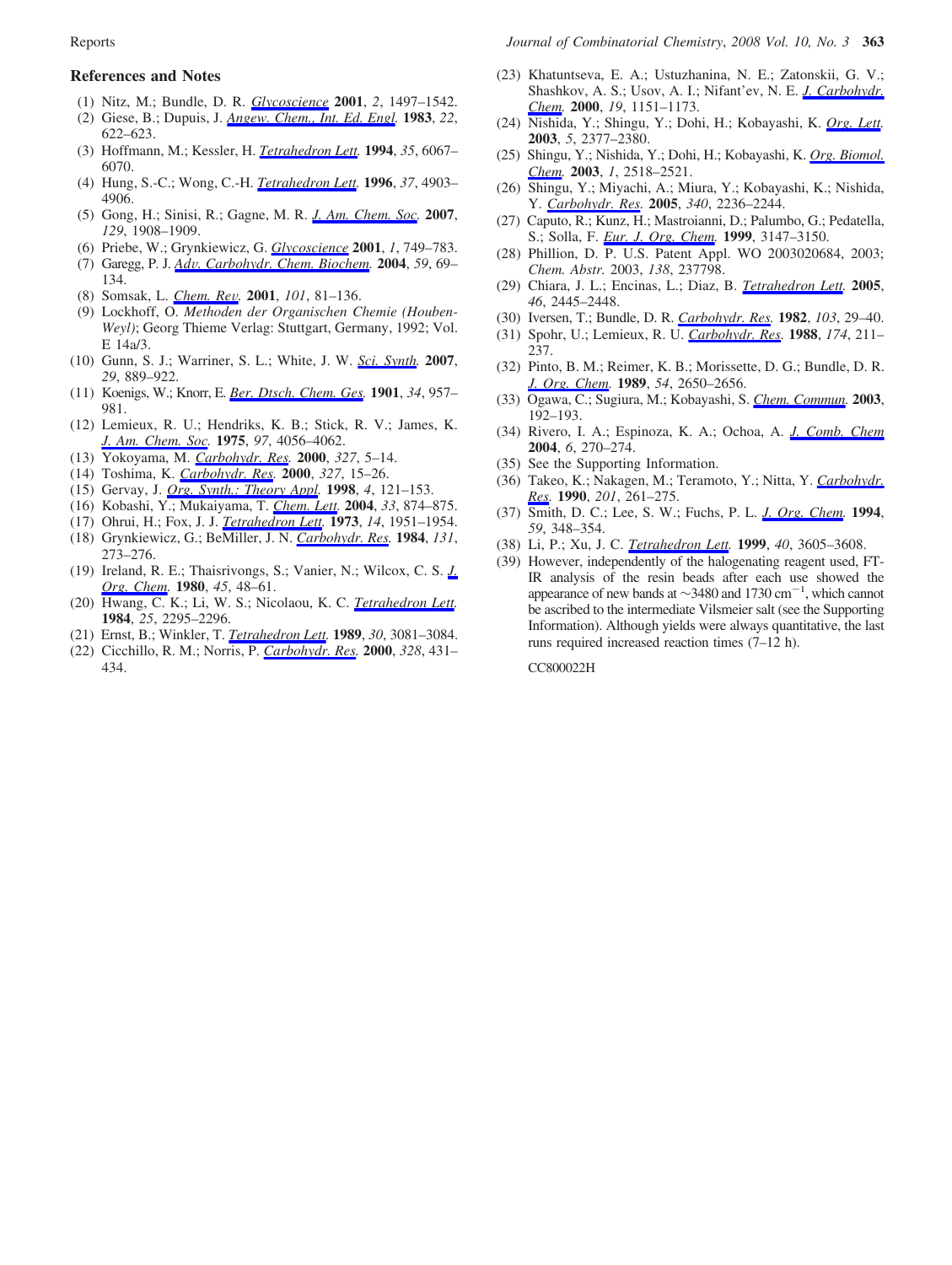## References and Notes

(1) Nitz, M.; Bundle, D. R. *Glycoscience* **2001**, *2*, 1497–1542.
(2) Giese, B.; Dupuis, J. *Angew. Chem., Int. Ed. Engl.* **1983**, *22*, 622–623.
(3) Hoffmann, M.; Kessler, H. *Tetrahedron Lett.* **1994**, *35*, 6067–6070.
(4) Hung, S.-C.; Wong, C.-H. *Tetrahedron Lett.* **1996**, *37*, 4903–4906.
(5) Gong, H.; Sinisi, R.; Gagne, M. R. *J. Am. Chem. Soc.* **2007**, *129*, 1908–1909.
(6) Priebe, W.; Grynkiewicz, G. *Glycoscience* **2001**, *1*, 749–783.
(7) Garegg, P. J. *Adv. Carbohydr. Chem. Biochem.* **2004**, *59*, 69–134.
(8) Somsak, L. *Chem. Rev.* **2001**, *101*, 81–136.
(9) Lockhoff, O. *Methoden der Organischen Chemie (Houben-Weyl)*; Georg Thieme Verlag: Stuttgart, Germany, 1992; Vol. E 14a/3.
(10) Gunn, S. J.; Warriner, S. L.; White, J. W. *Sci. Synth.* **2007**, *29*, 889–922.
(11) Koenigs, W.; Knorr, E. *Ber. Dtsch. Chem. Ges.* **1901**, *34*, 957–981.
(12) Lemieux, R. U.; Hendriks, K. B.; Stick, R. V.; James, K. *J. Am. Chem. Soc.* **1975**, *97*, 4056–4062.
(13) Yokoyama, M. *Carbohydr. Res.* **2000**, *327*, 5–14.
(14) Toshima, K. *Carbohydr. Res.* **2000**, *327*, 15–26.
(15) Gervay, J. *Org. Synth.: Theory Appl.* **1998**, *4*, 121–153.
(16) Kobashi, Y.; Mukaiyama, T. *Chem. Lett.* **2004**, *33*, 874–875.
(17) Ohrui, H.; Fox, J. J. *Tetrahedron Lett.* **1973**, *14*, 1951–1954.
(18) Grynkiewicz, G.; BeMiller, J. N. *Carbohydr. Res.* **1984**, *131*, 273–276.
(19) Ireland, R. E.; Thaisrivongs, S.; Vanier, N.; Wilcox, C. S. *J. Org. Chem.* **1980**, *45*, 48–61.
(20) Hwang, C. K.; Li, W. S.; Nicolaou, K. C. *Tetrahedron Lett.* **1984**, *25*, 2295–2296.
(21) Ernst, B.; Winkler, T. *Tetrahedron Lett.* **1989**, *30*, 3081–3084.
(22) Cicchillo, R. M.; Norris, P. *Carbohydr. Res.* **2000**, *328*, 431–434.
(23) Khatuntseva, E. A.; Ustuzhanina, N. E.; Zatonskii, G. V.; Shashkov, A. S.; Usov, A. I.; Nifant'ev, N. E. *J. Carbohydr. Chem.* **2000**, *19*, 1151–1173.
(24) Nishida, Y.; Shingu, Y.; Dohi, H.; Kobayashi, K. *Org. Lett.* **2003**, *5*, 2377–2380.
(25) Shingu, Y.; Nishida, Y.; Dohi, H.; Kobayashi, K. *Org. Biomol. Chem.* **2003**, *1*, 2518–2521.
(26) Shingu, Y.; Miyachi, A.; Miura, Y.; Kobayashi, K.; Nishida, Y. *Carbohydr. Res.* **2005**, *340*, 2236–2244.
(27) Caputo, R.; Kunz, H.; Mastroianni, D.; Palumbo, G.; Pedatella, S.; Solla, F. *Eur. J. Org. Chem.* **1999**, 3147–3150.
(28) Phillion, D. P. U.S. Patent Appl. WO 2003020684, 2003; *Chem. Abstr.* 2003, *138*, 237798.
(29) Chiara, J. L.; Encinas, L.; Diaz, B. *Tetrahedron Lett.* **2005**, *46*, 2445–2448.
(30) Iversen, T.; Bundle, D. R. *Carbohydr. Res.* **1982**, *103*, 29–40.
(31) Spohr, U.; Lemieux, R. U. *Carbohydr. Res.* **1988**, *174*, 211–237.
(32) Pinto, B. M.; Reimer, K. B.; Morissette, D. G.; Bundle, D. R. *J. Org. Chem.* **1989**, *54*, 2650–2656.
(33) Ogawa, C.; Sugiura, M.; Kobayashi, S. *Chem. Commun.* **2003**, 192–193.
(34) Rivero, I. A.; Espinoza, K. A.; Ochoa, A. *J. Comb. Chem* **2004**, *6*, 270–274.
(35) See the Supporting Information.
(36) Takeo, K.; Nakagen, M.; Teramoto, Y.; Nitta, Y. *Carbohydr. Res.* **1990**, *201*, 261–275.
(37) Smith, D. C.; Lee, S. W.; Fuchs, P. L. *J. Org. Chem.* **1994**, *59*, 348–354.
(38) Li, P.; Xu, J. C. *Tetrahedron Lett.* **1999**, *40*, 3605–3608.
(39) However, independently of the halogenating reagent used, FT-IR analysis of the resin beads after each use showed the appearance of new bands at ~3480 and 1730 $cm^{-1}$, which cannot be ascribed to the intermediate Vilsmeier salt (see the Supporting Information). Although yields were always quantitative, the last runs required increased reaction times (7–12 h).

CC800022H